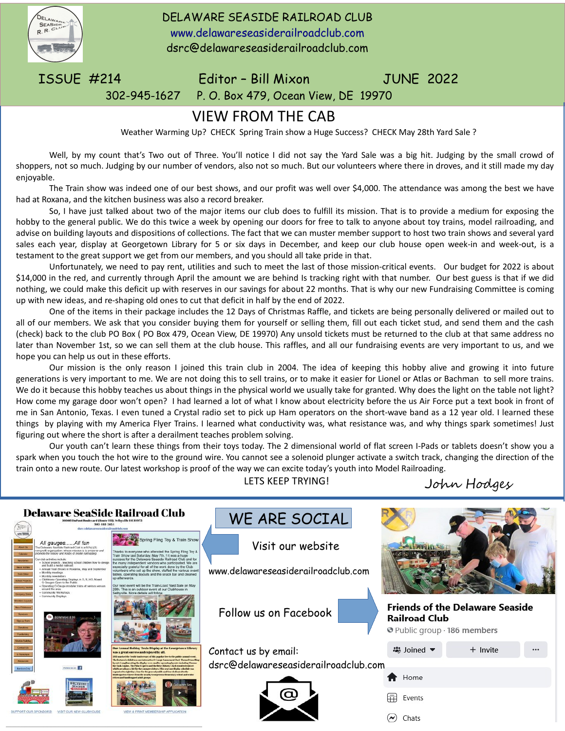# DELAWARE SEASIDE RAILROAD CLUB

www.delawareseasiderailroadclub.com

dsrc@delawareseasiderailroadclub.com

ISSUE #214 | Editor – Bill Mixon | JUNE 2022

302-945-1627 | P. O. Box 479, Ocean View, DE 19970

## VIEW FROM THE CAB

Weather Warming Up? CHECK Spring Train show a Huge Success? CHECK May 28th Yard Sale ?

Well, by my count that's Two out of Three. You'll notice I did not say the Yard Sale was a big hit. Judging by the small crowd of shoppers, not so much. Judging by our number of vendors, also not so much. But our volunteers where there in droves, and it still made my day enjoyable.

The Train show was indeed one of our best shows, and our profit was well over $4,000. The attendance was among the best we have had at Roxana, and the kitchen business was also a record breaker.

So, I have just talked about two of the major items our club does to fulfill its mission. That is to provide a medium for exposing the hobby to the general public. We do this twice a week by opening our doors for free to talk to anyone about toy trains, model railroading, and advise on building layouts and dispositions of collections. The fact that we can muster member support to host two train shows and several yard sales each year, display at Georgetown Library for 5 or six days in December, and keep our club house open week-in and week-out, is a testament to the great support we get from our members, and you should all take pride in that.

Unfortunately, we need to pay rent, utilities and such to meet the last of those mission-critical events. Our budget for 2022 is about $14,000 in the red, and currently through April the amount we are behind Is tracking right with that number. Our best guess is that if we did nothing, we could make this deficit up with reserves in our savings for about 22 months. That is why our new Fundraising Committee is coming up with new ideas, and re-shaping old ones to cut that deficit in half by the end of 2022.

One of the items in their package includes the 12 Days of Christmas Raffle, and tickets are being personally delivered or mailed out to all of our members. We ask that you consider buying them for yourself or selling them, fill out each ticket stud, and send them and the cash (check) back to the club PO Box ( PO Box 479, Ocean View, DE 19970) Any unsold tickets must be returned to the club at that same address no later than November 1st, so we can sell them at the club house. This raffles, and all our fundraising events are very important to us, and we hope you can help us out in these efforts.

Our mission is the only reason I joined this train club in 2004. The idea of keeping this hobby alive and growing it into future generations is very important to me. We are not doing this to sell trains, or to make it easier for Lionel or Atlas or Bachman to sell more trains. We do it because this hobby teaches us about things in the physical world we usually take for granted. Why does the light on the table not light? How come my garage door won't open? I had learned a lot of what I know about electricity before the us Air Force put a text book in front of me in San Antonio, Texas. I even tuned a Crystal radio set to pick up Ham operators on the short-wave band as a 12 year old. I learned these things by playing with my America Flyer Trains. I learned what conductivity was, what resistance was, and why things spark sometimes! Just figuring out where the short is after a derailment teaches problem solving.

Our youth can't learn these things from their toys today. The 2 dimensional world of flat screen I-Pads or tablets doesn't show you a spark when you touch the hot wire to the ground wire. You cannot see a solenoid plunger activate a switch track, changing the direction of the train onto a new route. Our latest workshop is proof of the way we can excite today's youth into Model Railroading.

LETS KEEP TRYING!

*John Hodges*

## WE ARE SOCIAL

Visit our website

www.delawareseasiderailroadclub.com

Follow us on Facebook

Contact us by email:

dsrc@delawareseasiderailroadclub.com

**Friends of the Delaware Seaside Railroad Club**

Public group · 186 members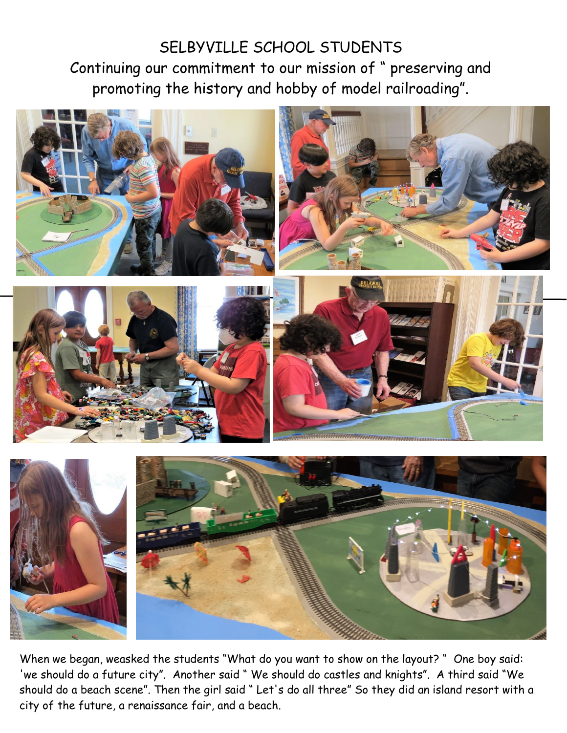# SELBYVILLE SCHOOL STUDENTS

Continuing our commitment to our mission of " preserving and promoting the history and hobby of model railroading".

When we began, weasked the students "What do you want to show on the layout? " One boy said: 'we should do a future city". Another said " We should do castles and knights". A third said "We should do a beach scene". Then the girl said " Let's do all three" So they did an island resort with a city of the future, a renaissance fair, and a beach.